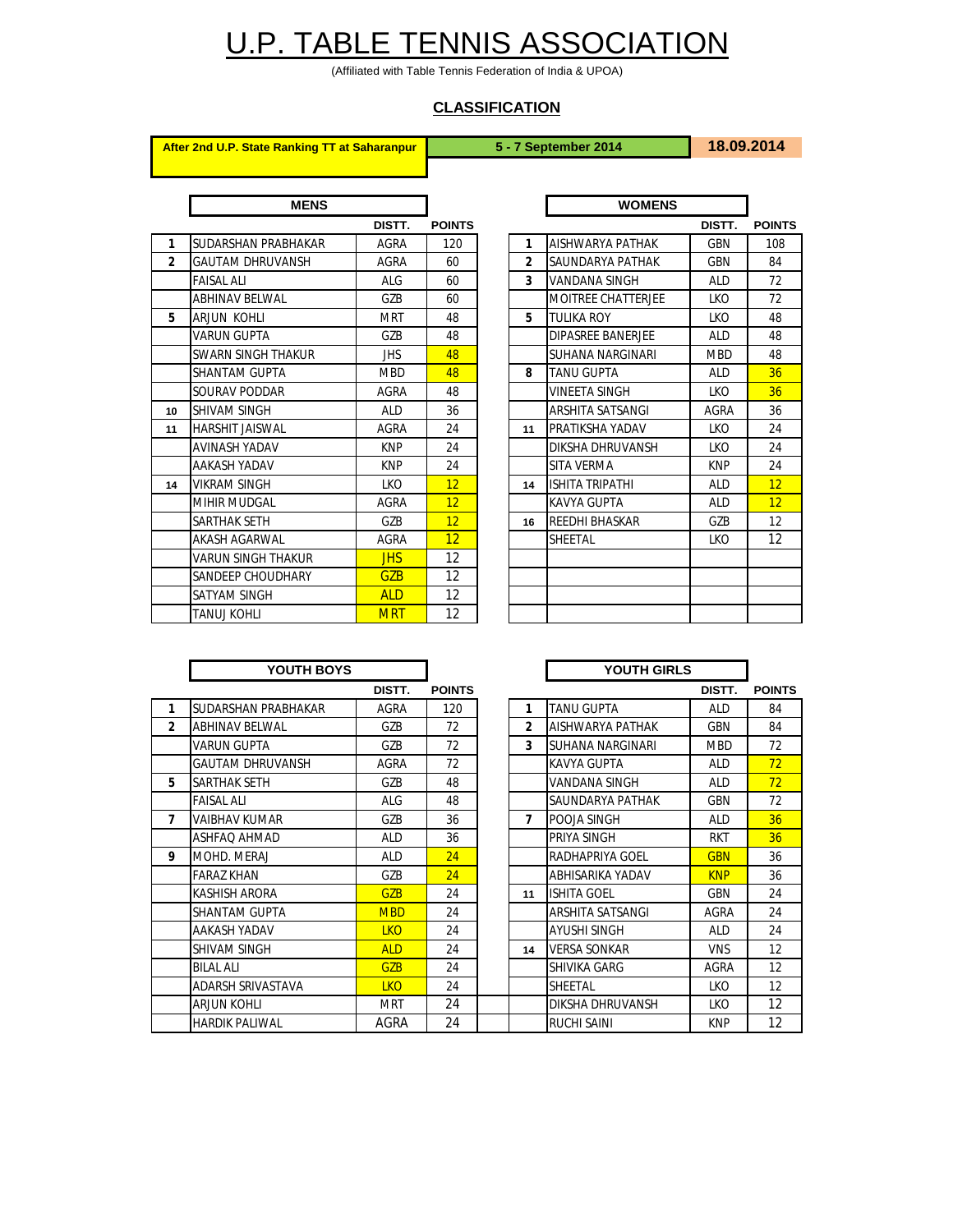# U.P. TABLE TENNIS ASSOCIATION

(Affiliated with Table Tennis Federation of India & UPOA)

## CLASSIFICATION

**After 2nd U.P. State Ranking TT at Saharanpur** | **5 - 7 September 2014** | **18.09.2014**

### MENS

| | MENS | DISTT. | POINTS |
|---|---|---|---|
| 1 | SUDARSHAN PRABHAKAR | AGRA | 120 |
| 2 | GAUTAM DHRUVANSH | AGRA | 60 |
| | FAISAL ALI | ALG | 60 |
| | ABHINAV BELWAL | GZB | 60 |
| 5 | ARJUN KOHLI | MRT | 48 |
| | VARUN GUPTA | GZB | 48 |
| | SWARN SINGH THAKUR | JHS | 48 |
| | SHANTAM GUPTA | MBD | 48 |
| | SOURAV PODDAR | AGRA | 48 |
| 10 | SHIVAM SINGH | ALD | 36 |
| 11 | HARSHIT JAISWAL | AGRA | 24 |
| | AVINASH YADAV | KNP | 24 |
| | AAKASH YADAV | KNP | 24 |
| 14 | VIKRAM SINGH | LKO | 12 |
| | MIHIR MUDGAL | AGRA | 12 |
| | SARTHAK SETH | GZB | 12 |
| | AKASH AGARWAL | AGRA | 12 |
| | VARUN SINGH THAKUR | JHS | 12 |
| | SANDEEP CHOUDHARY | GZB | 12 |
| | SATYAM SINGH | ALD | 12 |
| | TANUJ KOHLI | MRT | 12 |

### WOMENS

| | WOMENS | DISTT. | POINTS |
|---|---|---|---|
| 1 | AISHWARYA PATHAK | GBN | 108 |
| 2 | SAUNDARYA PATHAK | GBN | 84 |
| 3 | VANDANA SINGH | ALD | 72 |
| | MOITREE CHATTERJEE | LKO | 72 |
| 5 | TULIKA ROY | LKO | 48 |
| | DIPASREE BANERJEE | ALD | 48 |
| | SUHANA NARGINARI | MBD | 48 |
| 8 | TANU GUPTA | ALD | 36 |
| | VINEETA SINGH | LKO | 36 |
| | ARSHITA SATSANGI | AGRA | 36 |
| 11 | PRATIKSHA YADAV | LKO | 24 |
| | DIKSHA DHRUVANSH | LKO | 24 |
| | SITA VERMA | KNP | 24 |
| 14 | ISHITA TRIPATHI | ALD | 12 |
| | KAVYA GUPTA | ALD | 12 |
| 16 | REEDHI BHASKAR | GZB | 12 |
| | SHEETAL | LKO | 12 |

### YOUTH BOYS

| | YOUTH BOYS | DISTT. | POINTS |
|---|---|---|---|
| 1 | SUDARSHAN PRABHAKAR | AGRA | 120 |
| 2 | ABHINAV BELWAL | GZB | 72 |
| | VARUN GUPTA | GZB | 72 |
| | GAUTAM DHRUVANSH | AGRA | 72 |
| 5 | SARTHAK SETH | GZB | 48 |
| | FAISAL ALI | ALG | 48 |
| 7 | VAIBHAV KUMAR | GZB | 36 |
| | ASHFAQ AHMAD | ALD | 36 |
| 9 | MOHD. MERAJ | ALD | 24 |
| | FARAZ KHAN | GZB | 24 |
| | KASHISH ARORA | GZB | 24 |
| | SHANTAM GUPTA | MBD | 24 |
| | AAKASH YADAV | LKO | 24 |
| | SHIVAM SINGH | ALD | 24 |
| | BILAL ALI | GZB | 24 |
| | ADARSH SRIVASTAVA | LKO | 24 |
| | ARJUN KOHLI | MRT | 24 |
| | HARDIK PALIWAL | AGRA | 24 |

### YOUTH GIRLS

| | YOUTH GIRLS | DISTT. | POINTS |
|---|---|---|---|
| 1 | TANU GUPTA | ALD | 84 |
| 2 | AISHWARYA PATHAK | GBN | 84 |
| 3 | SUHANA NARGINARI | MBD | 72 |
| | KAVYA GUPTA | ALD | 72 |
| | VANDANA SINGH | ALD | 72 |
| | SAUNDARYA PATHAK | GBN | 72 |
| 7 | POOJA SINGH | ALD | 36 |
| | PRIYA SINGH | RKT | 36 |
| | RADHAPRIYA GOEL | GBN | 36 |
| | ABHISARIKA YADAV | KNP | 36 |
| 11 | ISHITA GOEL | GBN | 24 |
| | ARSHITA SATSANGI | AGRA | 24 |
| | AYUSHI SINGH | ALD | 24 |
| 14 | VERSA SONKAR | VNS | 12 |
| | SHIVIKA GARG | AGRA | 12 |
| | SHEETAL | LKO | 12 |
| | DIKSHA DHRUVANSH | LKO | 12 |
| | RUCHI SAINI | KNP | 12 |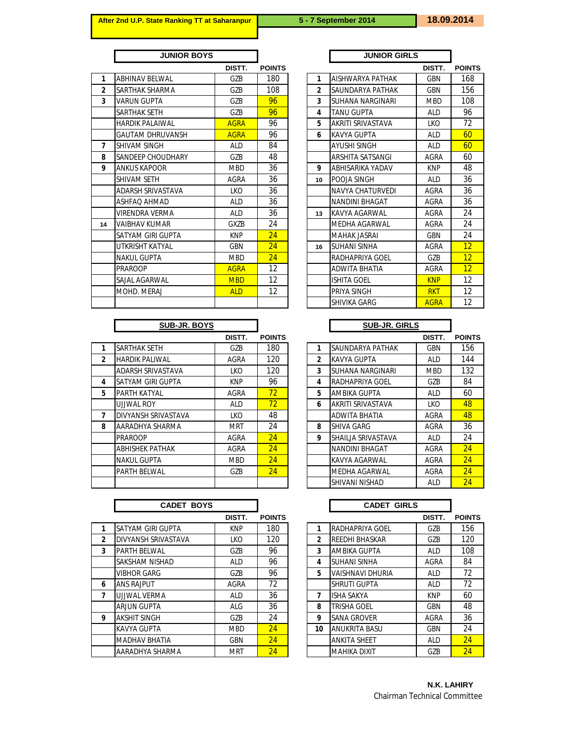**After 2nd U.P. State Ranking TT at Saharanpur** | **5 - 7 September 2014** | **18.09.2014**

### JUNIOR BOYS

| | | DISTT. | POINTS |
|---|---|---|---|
| 1 | ABHINAV BELWAL | GZB | 180 |
| 2 | SARTHAK SHARMA | GZB | 108 |
| 3 | VARUN GUPTA | GZB | 96 |
| | SARTHAK SETH | GZB | 96 |
| | HARDIK PALAIWAL | AGRA | 96 |
| | GAUTAM DHRUVANSH | AGRA | 96 |
| 7 | SHIVAM SINGH | ALD | 84 |
| 8 | SANDEEP CHOUDHARY | GZB | 48 |
| 9 | ANKUS KAPOOR | MBD | 36 |
| | SHIVAM SETH | AGRA | 36 |
| | ADARSH SRIVASTAVA | LKO | 36 |
| | ASHFAQ AHMAD | ALD | 36 |
| | VIRENDRA VERMA | ALD | 36 |
| 14 | VAIBHAV KUMAR | GXZB | 24 |
| | SATYAM GIRI GUPTA | KNP | 24 |
| | UTKRISHT KATYAL | GBN | 24 |
| | NAKUL GUPTA | MBD | 24 |
| | PRAROOP | AGRA | 12 |
| | SAJAL AGARWAL | MBD | 12 |
| | MOHD. MERAJ | ALD | 12 |

### JUNIOR GIRLS

| | | DISTT. | POINTS |
|---|---|---|---|
| 1 | AISHWARYA PATHAK | GBN | 168 |
| 2 | SAUNDARYA PATHAK | GBN | 156 |
| 3 | SUHANA NARGINARI | MBD | 108 |
| 4 | TANU GUPTA | ALD | 96 |
| 5 | AKRITI SRIVASTAVA | LKO | 72 |
| 6 | KAVYA GUPTA | ALD | 60 |
| | AYUSHI SINGH | ALD | 60 |
| | ARSHITA SATSANGI | AGRA | 60 |
| 9 | ABHISARIKA YADAV | KNP | 48 |
| 10 | POOJA SINGH | ALD | 36 |
| | NAVYA CHATURVEDI | AGRA | 36 |
| | NANDINI BHAGAT | AGRA | 36 |
| 13 | KAVYA AGARWAL | AGRA | 24 |
| | MEDHA AGARWAL | AGRA | 24 |
| | MAHAK JASRAI | GBN | 24 |
| 16 | SUHANI SINHA | AGRA | 12 |
| | RADHAPRIYA GOEL | GZB | 12 |
| | ADWITA BHATIA | AGRA | 12 |
| | ISHITA GOEL | KNP | 12 |
| | PRIYA SINGH | RKT | 12 |
| | SHIVIKA GARG | AGRA | 12 |

### SUB-JR. BOYS

| | | DISTT. | POINTS |
|---|---|---|---|
| 1 | SARTHAK SETH | GZB | 180 |
| 2 | HARDIK PALIWAL | AGRA | 120 |
| | ADARSH SRIVASTAVA | LKO | 120 |
| 4 | SATYAM GIRI GUPTA | KNP | 96 |
| 5 | PARTH KATYAL | AGRA | 72 |
| | UJJWAL ROY | ALD | 72 |
| 7 | DIVYANSH SRIVASTAVA | LKO | 48 |
| 8 | AARADHYA SHARMA | MRT | 24 |
| | PRAROOP | AGRA | 24 |
| | ABHISHEK PATHAK | AGRA | 24 |
| | NAKUL GUPTA | MBD | 24 |
| | PARTH BELWAL | GZB | 24 |

### SUB-JR. GIRLS

| | | DISTT. | POINTS |
|---|---|---|---|
| 1 | SAUNDARYA PATHAK | GBN | 156 |
| 2 | KAVYA GUPTA | ALD | 144 |
| 3 | SUHANA NARGINARI | MBD | 132 |
| 4 | RADHAPRIYA GOEL | GZB | 84 |
| 5 | AMBIKA GUPTA | ALD | 60 |
| 6 | AKRITI SRIVASTAVA | LKO | 48 |
| | ADWITA BHATIA | AGRA | 48 |
| 8 | SHIVA GARG | AGRA | 36 |
| 9 | SHAILJA SRIVASTAVA | ALD | 24 |
| | NANDINI BHAGAT | AGRA | 24 |
| | KAVYA AGARWAL | AGRA | 24 |
| | MEDHA AGARWAL | AGRA | 24 |
| | SHIVANI NISHAD | ALD | 24 |

### CADET BOYS

| | | DISTT. | POINTS |
|---|---|---|---|
| 1 | SATYAM GIRI GUPTA | KNP | 180 |
| 2 | DIVYANSH SRIVASTAVA | LKO | 120 |
| 3 | PARTH BELWAL | GZB | 96 |
| | SAKSHAM NISHAD | ALD | 96 |
| | VIBHOR GARG | GZB | 96 |
| 6 | ANS RAJPUT | AGRA | 72 |
| 7 | UJJWAL VERMA | ALD | 36 |
| | ARJUN GUPTA | ALG | 36 |
| 9 | AKSHIT SINGH | GZB | 24 |
| | KAVYA GUPTA | MBD | 24 |
| | MADHAV BHATIA | GBN | 24 |
| | AARADHYA SHARMA | MRT | 24 |

### CADET GIRLS

| | | DISTT. | POINTS |
|---|---|---|---|
| 1 | RADHAPRIYA GOEL | GZB | 156 |
| 2 | REEDHI BHASKAR | GZB | 120 |
| 3 | AMBIKA GUPTA | ALD | 108 |
| 4 | SUHANI SINHA | AGRA | 84 |
| 5 | VAISHNAVI DHURIA | ALD | 72 |
| | SHRUTI GUPTA | ALD | 72 |
| 7 | ISHA SAKYA | KNP | 60 |
| 8 | TRISHA GOEL | GBN | 48 |
| 9 | SANA GROVER | AGRA | 36 |
| 10 | ANUKRITA BASU | GBN | 24 |
| | ANKITA SHEET | ALD | 24 |
| | MAHIKA DIXIT | GZB | 24 |

**N.K. LAHIRY**
Chairman Technical Committee